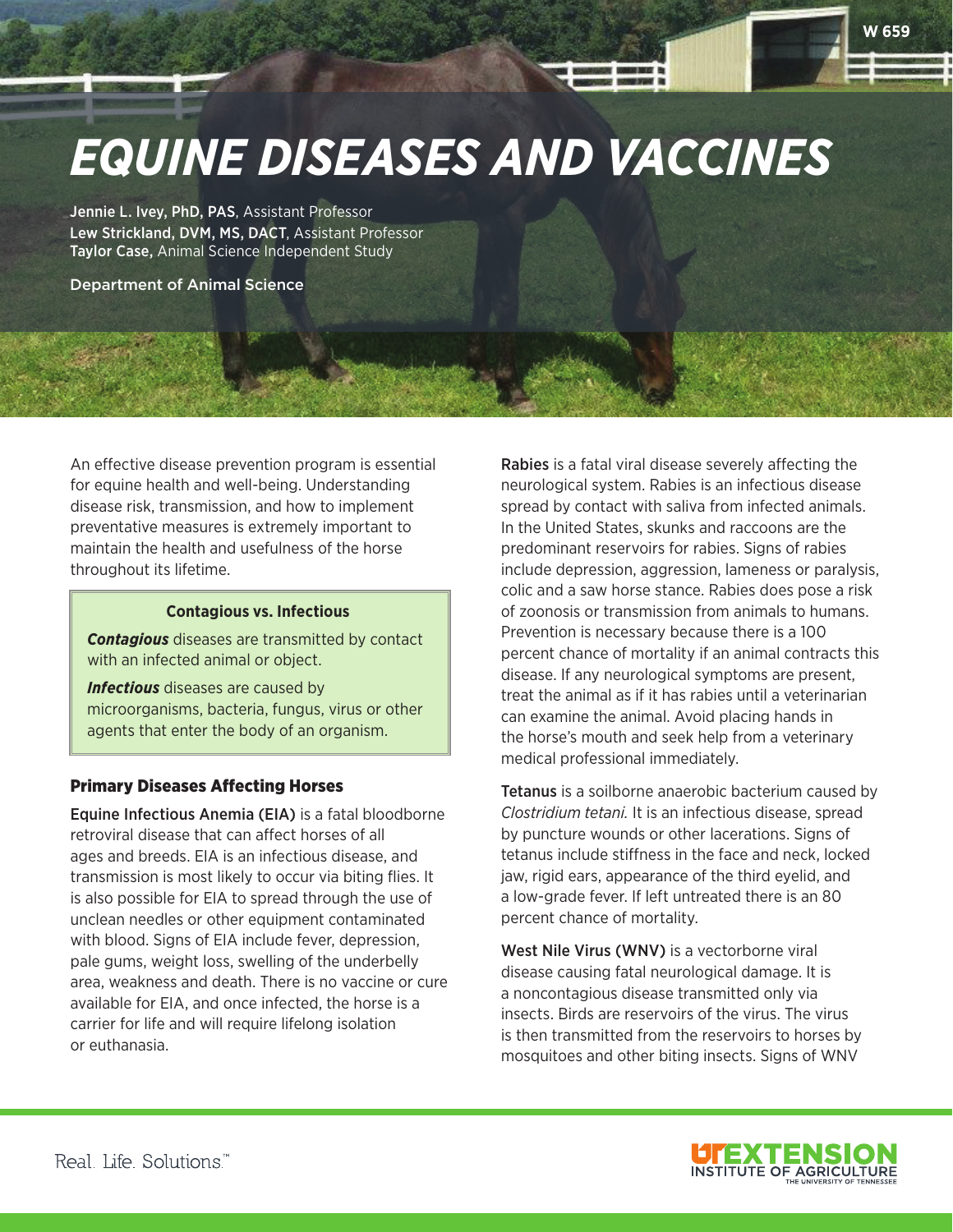# EQUINE DISEASES AND VACCINES

**Jennie L. Ivey, PhD, PAS**, Assistant Professor
**Lew Strickland, DVM, MS, DACT**, Assistant Professor
**Taylor Case,** Animal Science Independent Study

Department of Animal Science

An effective disease prevention program is essential for equine health and well-being. Understanding disease risk, transmission, and how to implement preventative measures is extremely important to maintain the health and usefulness of the horse throughout its lifetime.

> **Contagious vs. Infectious**
>
> ***Contagious*** diseases are transmitted by contact with an infected animal or object.
>
> ***Infectious*** diseases are caused by microorganisms, bacteria, fungus, virus or other agents that enter the body of an organism.

## Primary Diseases Affecting Horses

**Equine Infectious Anemia (EIA)** is a fatal bloodborne retroviral disease that can affect horses of all ages and breeds. EIA is an infectious disease, and transmission is most likely to occur via biting flies. It is also possible for EIA to spread through the use of unclean needles or other equipment contaminated with blood. Signs of EIA include fever, depression, pale gums, weight loss, swelling of the underbelly area, weakness and death. There is no vaccine or cure available for EIA, and once infected, the horse is a carrier for life and will require lifelong isolation or euthanasia.

**Rabies** is a fatal viral disease severely affecting the neurological system. Rabies is an infectious disease spread by contact with saliva from infected animals. In the United States, skunks and raccoons are the predominant reservoirs for rabies. Signs of rabies include depression, aggression, lameness or paralysis, colic and a saw horse stance. Rabies does pose a risk of zoonosis or transmission from animals to humans. Prevention is necessary because there is a 100 percent chance of mortality if an animal contracts this disease. If any neurological symptoms are present, treat the animal as if it has rabies until a veterinarian can examine the animal. Avoid placing hands in the horse's mouth and seek help from a veterinary medical professional immediately.

**Tetanus** is a soilborne anaerobic bacterium caused by *Clostridium tetani.* It is an infectious disease, spread by puncture wounds or other lacerations. Signs of tetanus include stiffness in the face and neck, locked jaw, rigid ears, appearance of the third eyelid, and a low-grade fever. If left untreated there is an 80 percent chance of mortality.

**West Nile Virus (WNV)** is a vectorborne viral disease causing fatal neurological damage. It is a noncontagious disease transmitted only via insects. Birds are reservoirs of the virus. The virus is then transmitted from the reservoirs to horses by mosquitoes and other biting insects. Signs of WNV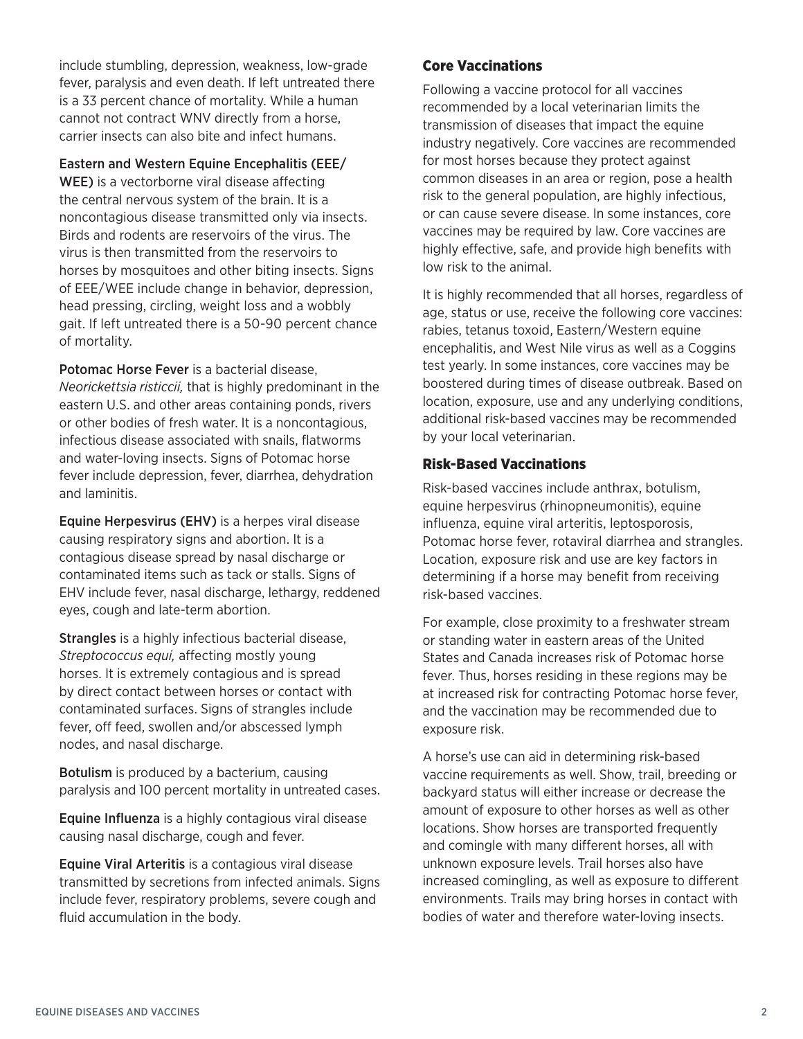include stumbling, depression, weakness, low-grade fever, paralysis and even death. If left untreated there is a 33 percent chance of mortality. While a human cannot not contract WNV directly from a horse, carrier insects can also bite and infect humans.

Eastern and Western Equine Encephalitis (EEE/WEE) is a vectorborne viral disease affecting the central nervous system of the brain. It is a noncontagious disease transmitted only via insects. Birds and rodents are reservoirs of the virus. The virus is then transmitted from the reservoirs to horses by mosquitoes and other biting insects. Signs of EEE/WEE include change in behavior, depression, head pressing, circling, weight loss and a wobbly gait. If left untreated there is a 50-90 percent chance of mortality.

Potomac Horse Fever is a bacterial disease, *Neorickettsia risticcii,* that is highly predominant in the eastern U.S. and other areas containing ponds, rivers or other bodies of fresh water. It is a noncontagious, infectious disease associated with snails, flatworms and water-loving insects. Signs of Potomac horse fever include depression, fever, diarrhea, dehydration and laminitis.

Equine Herpesvirus (EHV) is a herpes viral disease causing respiratory signs and abortion. It is a contagious disease spread by nasal discharge or contaminated items such as tack or stalls. Signs of EHV include fever, nasal discharge, lethargy, reddened eyes, cough and late-term abortion.

Strangles is a highly infectious bacterial disease, *Streptococcus equi,* affecting mostly young horses. It is extremely contagious and is spread by direct contact between horses or contact with contaminated surfaces. Signs of strangles include fever, off feed, swollen and/or abscessed lymph nodes, and nasal discharge.

Botulism is produced by a bacterium, causing paralysis and 100 percent mortality in untreated cases.

Equine Influenza is a highly contagious viral disease causing nasal discharge, cough and fever.

Equine Viral Arteritis is a contagious viral disease transmitted by secretions from infected animals. Signs include fever, respiratory problems, severe cough and fluid accumulation in the body.

### Core Vaccinations

Following a vaccine protocol for all vaccines recommended by a local veterinarian limits the transmission of diseases that impact the equine industry negatively. Core vaccines are recommended for most horses because they protect against common diseases in an area or region, pose a health risk to the general population, are highly infectious, or can cause severe disease. In some instances, core vaccines may be required by law. Core vaccines are highly effective, safe, and provide high benefits with low risk to the animal.

It is highly recommended that all horses, regardless of age, status or use, receive the following core vaccines: rabies, tetanus toxoid, Eastern/Western equine encephalitis, and West Nile virus as well as a Coggins test yearly. In some instances, core vaccines may be boostered during times of disease outbreak. Based on location, exposure, use and any underlying conditions, additional risk-based vaccines may be recommended by your local veterinarian.

### Risk-Based Vaccinations

Risk-based vaccines include anthrax, botulism, equine herpesvirus (rhinopneumonitis), equine influenza, equine viral arteritis, leptosporosis, Potomac horse fever, rotaviral diarrhea and strangles. Location, exposure risk and use are key factors in determining if a horse may benefit from receiving risk-based vaccines.

For example, close proximity to a freshwater stream or standing water in eastern areas of the United States and Canada increases risk of Potomac horse fever. Thus, horses residing in these regions may be at increased risk for contracting Potomac horse fever, and the vaccination may be recommended due to exposure risk.

A horse's use can aid in determining risk-based vaccine requirements as well. Show, trail, breeding or backyard status will either increase or decrease the amount of exposure to other horses as well as other locations. Show horses are transported frequently and comingle with many different horses, all with unknown exposure levels. Trail horses also have increased comingling, as well as exposure to different environments. Trails may bring horses in contact with bodies of water and therefore water-loving insects.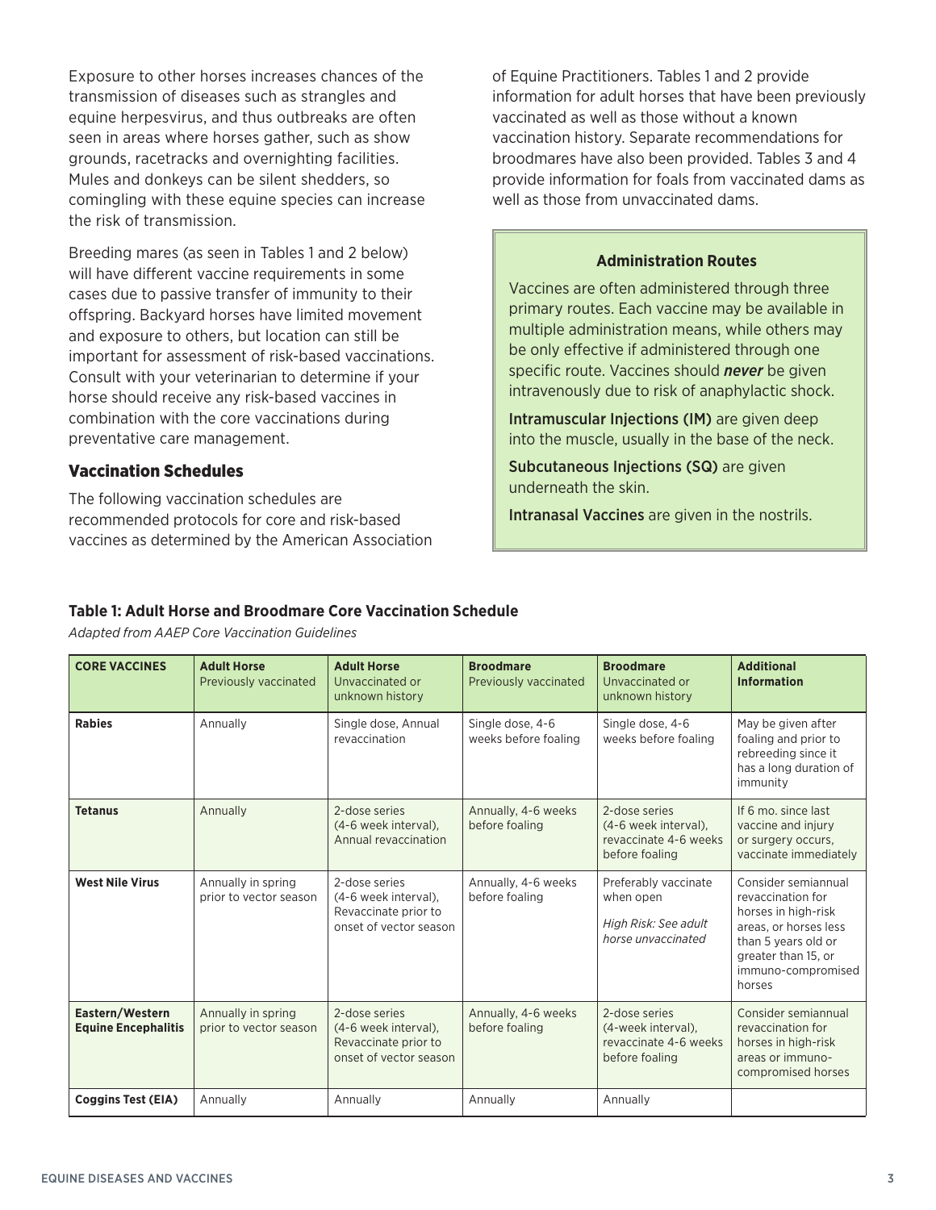Exposure to other horses increases chances of the transmission of diseases such as strangles and equine herpesvirus, and thus outbreaks are often seen in areas where horses gather, such as show grounds, racetracks and overnighting facilities. Mules and donkeys can be silent shedders, so comingling with these equine species can increase the risk of transmission.

Breeding mares (as seen in Tables 1 and 2 below) will have different vaccine requirements in some cases due to passive transfer of immunity to their offspring. Backyard horses have limited movement and exposure to others, but location can still be important for assessment of risk-based vaccinations. Consult with your veterinarian to determine if your horse should receive any risk-based vaccines in combination with the core vaccinations during preventative care management.

## Vaccination Schedules

The following vaccination schedules are recommended protocols for core and risk-based vaccines as determined by the American Association of Equine Practitioners. Tables 1 and 2 provide information for adult horses that have been previously vaccinated as well as those without a known vaccination history. Separate recommendations for broodmares have also been provided. Tables 3 and 4 provide information for foals from vaccinated dams as well as those from unvaccinated dams.

> **Administration Routes**
>
> Vaccines are often administered through three primary routes. Each vaccine may be available in multiple administration means, while others may be only effective if administered through one specific route. Vaccines should ***never*** be given intravenously due to risk of anaphylactic shock.
>
> Intramuscular Injections (IM) are given deep into the muscle, usually in the base of the neck.
>
> Subcutaneous Injections (SQ) are given underneath the skin.
>
> Intranasal Vaccines are given in the nostrils.

**Table 1: Adult Horse and Broodmare Core Vaccination Schedule**

*Adapted from AAEP Core Vaccination Guidelines*

| **CORE VACCINES** | **Adult Horse** Previously vaccinated | **Adult Horse** Unvaccinated or unknown history | **Broodmare** Previously vaccinated | **Broodmare** Unvaccinated or unknown history | **Additional Information** |
|---|---|---|---|---|---|
| **Rabies** | Annually | Single dose, Annual revaccination | Single dose, 4-6 weeks before foaling | Single dose, 4-6 weeks before foaling | May be given after foaling and prior to rebreeding since it has a long duration of immunity |
| **Tetanus** | Annually | 2-dose series (4-6 week interval), Annual revaccination | Annually, 4-6 weeks before foaling | 2-dose series (4-6 week interval), revaccinate 4-6 weeks before foaling | If 6 mo. since last vaccine and injury or surgery occurs, vaccinate immediately |
| **West Nile Virus** | Annually in spring prior to vector season | 2-dose series (4-6 week interval), Revaccinate prior to onset of vector season | Annually, 4-6 weeks before foaling | Preferably vaccinate when open<br>*High Risk: See adult horse unvaccinated* | Consider semiannual revaccination for horses in high-risk areas, or horses less than 5 years old or greater than 15, or immuno-compromised horses |
| **Eastern/Western Equine Encephalitis** | Annually in spring prior to vector season | 2-dose series (4-6 week interval), Revaccinate prior to onset of vector season | Annually, 4-6 weeks before foaling | 2-dose series (4-week interval), revaccinate 4-6 weeks before foaling | Consider semiannual revaccination for horses in high-risk areas or immuno-compromised horses |
| **Coggins Test (EIA)** | Annually | Annually | Annually | Annually | |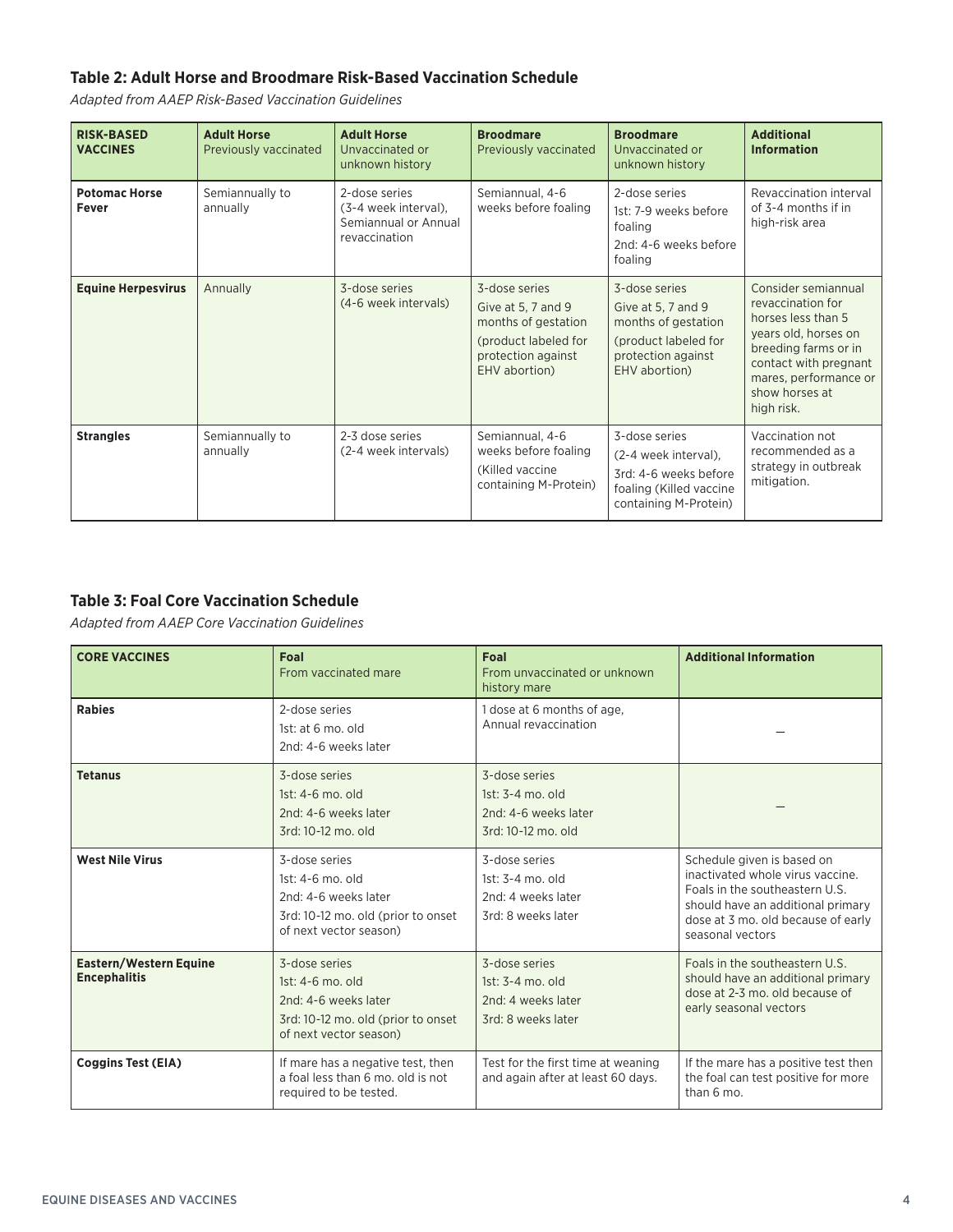### Table 2: Adult Horse and Broodmare Risk-Based Vaccination Schedule

*Adapted from AAEP Risk-Based Vaccination Guidelines*

| **RISK-BASED VACCINES** | **Adult Horse** Previously vaccinated | **Adult Horse** Unvaccinated or unknown history | **Broodmare** Previously vaccinated | **Broodmare** Unvaccinated or unknown history | **Additional Information** |
|---|---|---|---|---|---|
| **Potomac Horse Fever** | Semiannually to annually | 2-dose series (3-4 week interval), Semiannual or Annual revaccination | Semiannual, 4-6 weeks before foaling | 2-dose series<br>1st: 7-9 weeks before foaling<br>2nd: 4-6 weeks before foaling | Revaccination interval of 3-4 months if in high-risk area |
| **Equine Herpesvirus** | Annually | 3-dose series (4-6 week intervals) | 3-dose series<br>Give at 5, 7 and 9 months of gestation<br>(product labeled for protection against EHV abortion) | 3-dose series<br>Give at 5, 7 and 9 months of gestation<br>(product labeled for protection against EHV abortion) | Consider semiannual revaccination for horses less than 5 years old, horses on breeding farms or in contact with pregnant mares, performance or show horses at high risk. |
| **Strangles** | Semiannually to annually | 2-3 dose series (2-4 week intervals) | Semiannual, 4-6 weeks before foaling<br>(Killed vaccine containing M-Protein) | 3-dose series<br>(2-4 week interval),<br>3rd: 4-6 weeks before foaling (Killed vaccine containing M-Protein) | Vaccination not recommended as a strategy in outbreak mitigation. |

### Table 3: Foal Core Vaccination Schedule

*Adapted from AAEP Core Vaccination Guidelines*

| **CORE VACCINES** | **Foal** From vaccinated mare | **Foal** From unvaccinated or unknown history mare | **Additional Information** |
|---|---|---|---|
| **Rabies** | 2-dose series<br>1st: at 6 mo. old<br>2nd: 4-6 weeks later | 1 dose at 6 months of age, Annual revaccination | — |
| **Tetanus** | 3-dose series<br>1st: 4-6 mo. old<br>2nd: 4-6 weeks later<br>3rd: 10-12 mo. old | 3-dose series<br>1st: 3-4 mo. old<br>2nd: 4-6 weeks later<br>3rd: 10-12 mo. old | — |
| **West Nile Virus** | 3-dose series<br>1st: 4-6 mo. old<br>2nd: 4-6 weeks later<br>3rd: 10-12 mo. old (prior to onset of next vector season) | 3-dose series<br>1st: 3-4 mo. old<br>2nd: 4 weeks later<br>3rd: 8 weeks later | Schedule given is based on inactivated whole virus vaccine. Foals in the southeastern U.S. should have an additional primary dose at 3 mo. old because of early seasonal vectors |
| **Eastern/Western Equine Encephalitis** | 3-dose series<br>1st: 4-6 mo. old<br>2nd: 4-6 weeks later<br>3rd: 10-12 mo. old (prior to onset of next vector season) | 3-dose series<br>1st: 3-4 mo. old<br>2nd: 4 weeks later<br>3rd: 8 weeks later | Foals in the southeastern U.S. should have an additional primary dose at 2-3 mo. old because of early seasonal vectors |
| **Coggins Test (EIA)** | If mare has a negative test, then a foal less than 6 mo. old is not required to be tested. | Test for the first time at weaning and again after at least 60 days. | If the mare has a positive test then the foal can test positive for more than 6 mo. |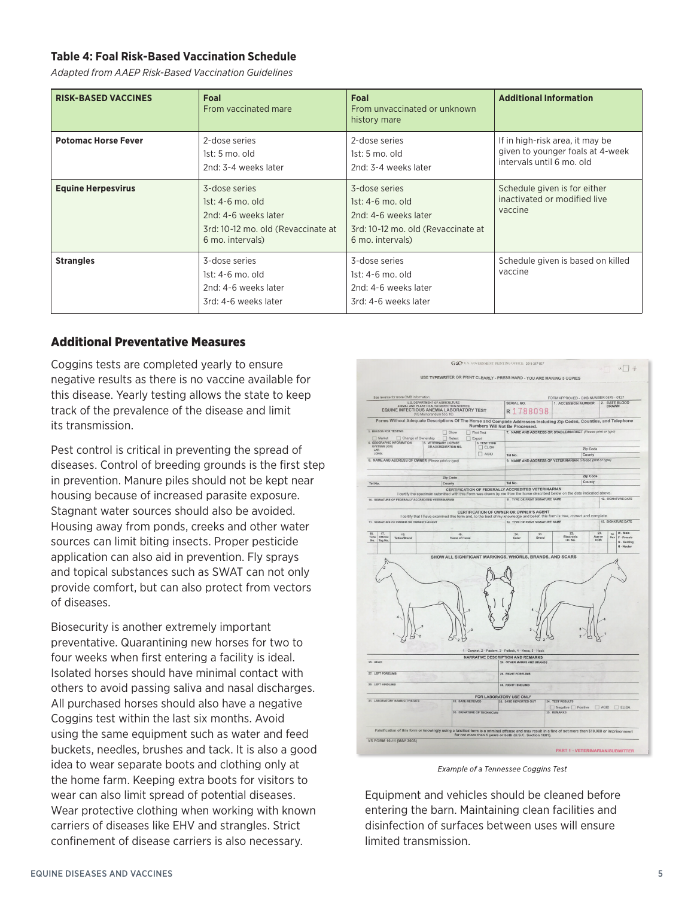**Table 4: Foal Risk-Based Vaccination Schedule**

*Adapted from AAEP Risk-Based Vaccination Guidelines*

| RISK-BASED VACCINES | Foal From vaccinated mare | Foal From unvaccinated or unknown history mare | Additional Information |
|---|---|---|---|
| **Potomac Horse Fever** | 2-dose series<br>1st: 5 mo. old<br>2nd: 3-4 weeks later | 2-dose series<br>1st: 5 mo. old<br>2nd: 3-4 weeks later | If in high-risk area, it may be given to younger foals at 4-week intervals until 6 mo. old |
| **Equine Herpesvirus** | 3-dose series<br>1st: 4-6 mo. old<br>2nd: 4-6 weeks later<br>3rd: 10-12 mo. old (Revaccinate at 6 mo. intervals) | 3-dose series<br>1st: 4-6 mo. old<br>2nd: 4-6 weeks later<br>3rd: 10-12 mo. old (Revaccinate at 6 mo. intervals) | Schedule given is for either inactivated or modified live vaccine |
| **Strangles** | 3-dose series<br>1st: 4-6 mo. old<br>2nd: 4-6 weeks later<br>3rd: 4-6 weeks later | 3-dose series<br>1st: 4-6 mo. old<br>2nd: 4-6 weeks later<br>3rd: 4-6 weeks later | Schedule given is based on killed vaccine |

## Additional Preventative Measures

Coggins tests are completed yearly to ensure negative results as there is no vaccine available for this disease. Yearly testing allows the state to keep track of the prevalence of the disease and limit its transmission.

Pest control is critical in preventing the spread of diseases. Control of breeding grounds is the first step in prevention. Manure piles should not be kept near housing because of increased parasite exposure. Stagnant water sources should also be avoided. Housing away from ponds, creeks and other water sources can limit biting insects. Proper pesticide application can also aid in prevention. Fly sprays and topical substances such as SWAT can not only provide comfort, but can also protect from vectors of diseases.

Biosecurity is another extremely important preventative. Quarantining new horses for two to four weeks when first entering a facility is ideal. Isolated horses should have minimal contact with others to avoid passing saliva and nasal discharges. All purchased horses should also have a negative Coggins test within the last six months. Avoid using the same equipment such as water and feed buckets, needles, brushes and tack. It is also a good idea to wear separate boots and clothing only at the home farm. Keeping extra boots for visitors to wear can also limit spread of potential diseases. Wear protective clothing when working with known carriers of diseases like EHV and strangles. Strict confinement of disease carriers is also necessary.

*Example of a Tennessee Coggins Test*

Equipment and vehicles should be cleaned before entering the barn. Maintaining clean facilities and disinfection of surfaces between uses will ensure limited transmission.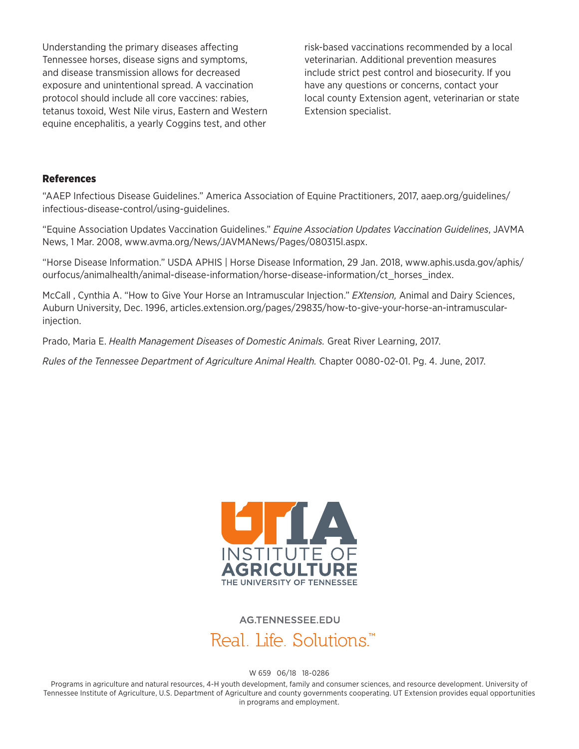Understanding the primary diseases affecting Tennessee horses, disease signs and symptoms, and disease transmission allows for decreased exposure and unintentional spread. A vaccination protocol should include all core vaccines: rabies, tetanus toxoid, West Nile virus, Eastern and Western equine encephalitis, a yearly Coggins test, and other risk-based vaccinations recommended by a local veterinarian. Additional prevention measures include strict pest control and biosecurity. If you have any questions or concerns, contact your local county Extension agent, veterinarian or state Extension specialist.

## References

"AAEP Infectious Disease Guidelines." America Association of Equine Practitioners, 2017, aaep.org/guidelines/infectious-disease-control/using-guidelines.

"Equine Association Updates Vaccination Guidelines." *Equine Association Updates Vaccination Guidelines*, JAVMA News, 1 Mar. 2008, www.avma.org/News/JAVMANews/Pages/080315l.aspx.

"Horse Disease Information." USDA APHIS | Horse Disease Information, 29 Jan. 2018, www.aphis.usda.gov/aphis/ourfocus/animalhealth/animal-disease-information/horse-disease-information/ct_horses_index.

McCall , Cynthia A. "How to Give Your Horse an Intramuscular Injection." *EXtension,* Animal and Dairy Sciences, Auburn University, Dec. 1996, articles.extension.org/pages/29835/how-to-give-your-horse-an-intramuscular-injection.

Prado, Maria E. *Health Management Diseases of Domestic Animals.* Great River Learning, 2017.

*Rules of the Tennessee Department of Agriculture Animal Health.* Chapter 0080-02-01. Pg. 4. June, 2017.

UTIA INSTITUTE OF AGRICULTURE THE UNIVERSITY OF TENNESSEE

AG.TENNESSEE.EDU

Real. Life. Solutions.™

W 659 06/18 18-0286

Programs in agriculture and natural resources, 4-H youth development, family and consumer sciences, and resource development. University of Tennessee Institute of Agriculture, U.S. Department of Agriculture and county governments cooperating. UT Extension provides equal opportunities in programs and employment.